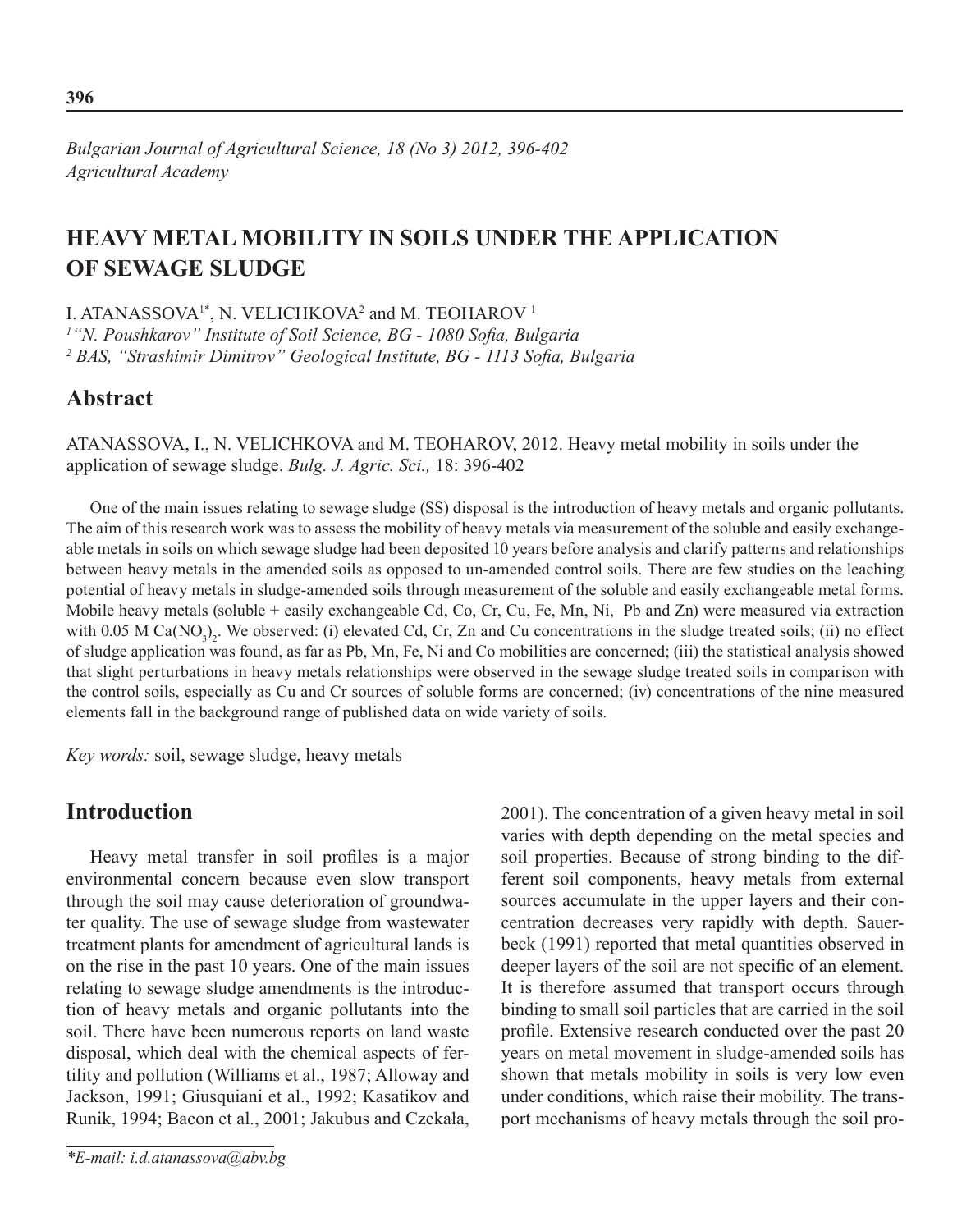*Bulgarian Journal of Agricultural Science, 18 (No 3) 2012, 396-402*
*Agricultural Academy*

# HEAVY METAL MOBILITY IN SOILS UNDER THE APPLICATION OF SEWAGE SLUDGE

I. ATANASSOVA[1*], N. VELICHKOVA[2] and M. TEOHAROV[1]

[1] *"N. Poushkarov" Institute of Soil Science, BG - 1080 Sofia, Bulgaria*
[2] *BAS, "Strashimir Dimitrov" Geological Institute, BG - 1113 Sofia, Bulgaria*

## Abstract

ATANASSOVA, I., N. VELICHKOVA and M. TEOHAROV, 2012. Heavy metal mobility in soils under the application of sewage sludge. *Bulg. J. Agric. Sci.,* 18: 396-402

One of the main issues relating to sewage sludge (SS) disposal is the introduction of heavy metals and organic pollutants. The aim of this research work was to assess the mobility of heavy metals via measurement of the soluble and easily exchangeable metals in soils on which sewage sludge had been deposited 10 years before analysis and clarify patterns and relationships between heavy metals in the amended soils as opposed to un-amended control soils. There are few studies on the leaching potential of heavy metals in sludge-amended soils through measurement of the soluble and easily exchangeable metal forms. Mobile heavy metals (soluble + easily exchangeable Cd, Co, Cr, Cu, Fe, Mn, Ni, Pb and Zn) were measured via extraction with 0.05 M $Ca(NO_3)_2$. We observed: (i) elevated Cd, Cr, Zn and Cu concentrations in the sludge treated soils; (ii) no effect of sludge application was found, as far as Pb, Mn, Fe, Ni and Co mobilities are concerned; (iii) the statistical analysis showed that slight perturbations in heavy metals relationships were observed in the sewage sludge treated soils in comparison with the control soils, especially as Cu and Cr sources of soluble forms are concerned; (iv) concentrations of the nine measured elements fall in the background range of published data on wide variety of soils.

*Key words:* soil, sewage sludge, heavy metals

## Introduction

Heavy metal transfer in soil profiles is a major environmental concern because even slow transport through the soil may cause deterioration of groundwater quality. The use of sewage sludge from wastewater treatment plants for amendment of agricultural lands is on the rise in the past 10 years. One of the main issues relating to sewage sludge amendments is the introduction of heavy metals and organic pollutants into the soil. There have been numerous reports on land waste disposal, which deal with the chemical aspects of fertility and pollution (Williams et al., 1987; Alloway and Jackson, 1991; Giusquiani et al., 1992; Kasatikov and Runik, 1994; Bacon et al., 2001; Jakubus and Czekała, 2001). The concentration of a given heavy metal in soil varies with depth depending on the metal species and soil properties. Because of strong binding to the different soil components, heavy metals from external sources accumulate in the upper layers and their concentration decreases very rapidly with depth. Sauerbeck (1991) reported that metal quantities observed in deeper layers of the soil are not specific of an element. It is therefore assumed that transport occurs through binding to small soil particles that are carried in the soil profile. Extensive research conducted over the past 20 years on metal movement in sludge-amended soils has shown that metals mobility in soils is very low even under conditions, which raise their mobility. The transport mechanisms of heavy metals through the soil pro-

*\*E-mail: i.d.atanassova@abv.bg*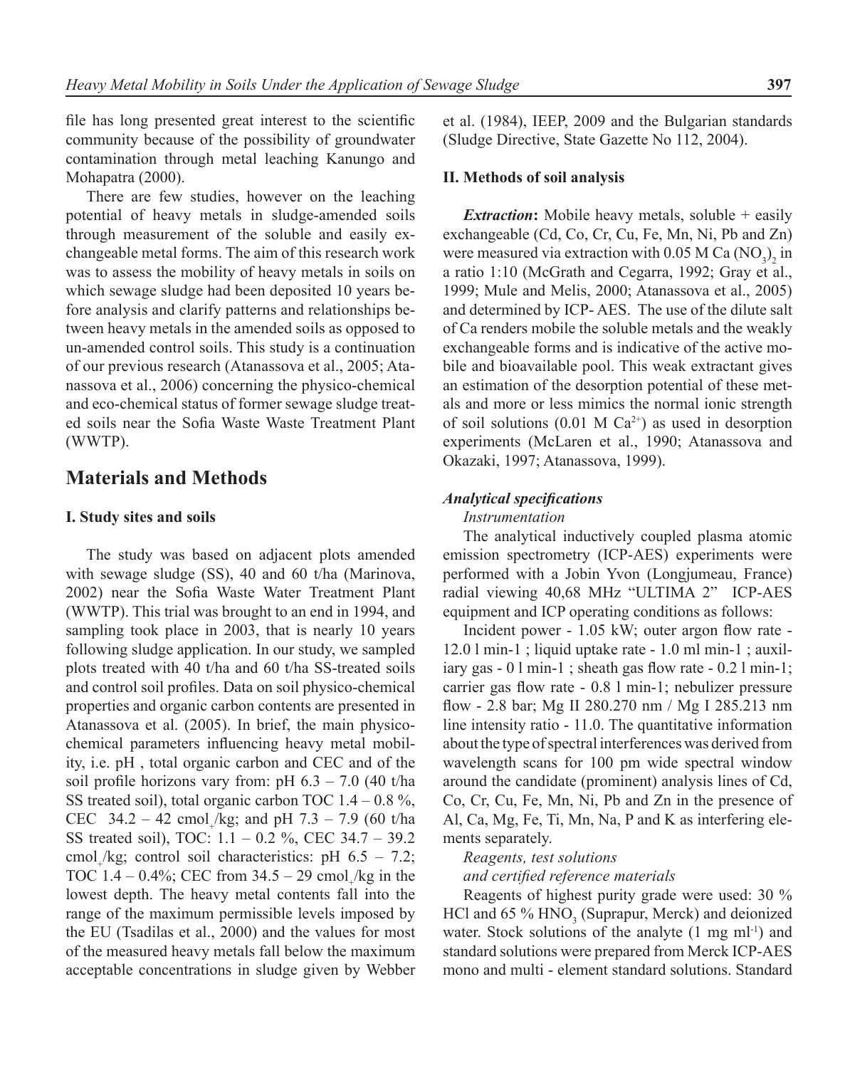file has long presented great interest to the scientific community because of the possibility of groundwater contamination through metal leaching Kanungo and Mohapatra (2000).

There are few studies, however on the leaching potential of heavy metals in sludge-amended soils through measurement of the soluble and easily exchangeable metal forms. The aim of this research work was to assess the mobility of heavy metals in soils on which sewage sludge had been deposited 10 years before analysis and clarify patterns and relationships between heavy metals in the amended soils as opposed to un-amended control soils. This study is a continuation of our previous research (Atanassova et al., 2005; Atanassova et al., 2006) concerning the physico-chemical and eco-chemical status of former sewage sludge treated soils near the Sofia Waste Waste Treatment Plant (WWTP).

## Materials and Methods

### I. Study sites and soils

The study was based on adjacent plots amended with sewage sludge (SS), 40 and 60 t/ha (Marinova, 2002) near the Sofia Waste Water Treatment Plant (WWTP). This trial was brought to an end in 1994, and sampling took place in 2003, that is nearly 10 years following sludge application. In our study, we sampled plots treated with 40 t/ha and 60 t/ha SS-treated soils and control soil profiles. Data on soil physico-chemical properties and organic carbon contents are presented in Atanassova et al. (2005). In brief, the main physico-chemical parameters influencing heavy metal mobility, i.e. pH , total organic carbon and CEC and of the soil profile horizons vary from: pH 6.3 – 7.0 (40 t/ha SS treated soil), total organic carbon TOC 1.4 – 0.8 %, CEC 34.2 – 42 $cmol_+$/kg; and pH 7.3 – 7.9 (60 t/ha SS treated soil), TOC: 1.1 – 0.2 %, CEC 34.7 – 39.2 $cmol_+$/kg; control soil characteristics: pH 6.5 – 7.2; TOC 1.4 – 0.4%; CEC from 34.5 – 29 $cmol_+$/kg in the lowest depth. The heavy metal contents fall into the range of the maximum permissible levels imposed by the EU (Tsadilas et al., 2000) and the values for most of the measured heavy metals fall below the maximum acceptable concentrations in sludge given by Webber et al. (1984), IEEP, 2009 and the Bulgarian standards (Sludge Directive, State Gazette No 112, 2004).

### II. Methods of soil analysis

***Extraction*:** Mobile heavy metals, soluble + easily exchangeable (Cd, Co, Cr, Cu, Fe, Mn, Ni, Pb and Zn) were measured via extraction with 0.05 M $Ca(NO_3)_2$ in a ratio 1:10 (McGrath and Cegarra, 1992; Gray et al., 1999; Mule and Melis, 2000; Atanassova et al., 2005) and determined by ICP- AES. The use of the dilute salt of Ca renders mobile the soluble metals and the weakly exchangeable forms and is indicative of the active mobile and bioavailable pool. This weak extractant gives an estimation of the desorption potential of these metals and more or less mimics the normal ionic strength of soil solutions (0.01 M $Ca^{2+}$) as used in desorption experiments (McLaren et al., 1990; Atanassova and Okazaki, 1997; Atanassova, 1999).

***Analytical specifications***

*Instrumentation*

The analytical inductively coupled plasma atomic emission spectrometry (ICP-AES) experiments were performed with a Jobin Yvon (Longjumeau, France) radial viewing 40,68 MHz "ULTIMA 2" ICP-AES equipment and ICP operating conditions as follows:

Incident power - 1.05 kW; outer argon flow rate - 12.0 l $min^{-1}$ ; liquid uptake rate - 1.0 ml $min^{-1}$ ; auxiliary gas - 0 l $min^{-1}$ ; sheath gas flow rate - 0.2 l $min^{-1}$; carrier gas flow rate - 0.8 l $min^{-1}$; nebulizer pressure flow - 2.8 bar; Mg II 280.270 nm / Mg I 285.213 nm line intensity ratio - 11.0. The quantitative information about the type of spectral interferences was derived from wavelength scans for 100 pm wide spectral window around the candidate (prominent) analysis lines of Cd, Co, Cr, Cu, Fe, Mn, Ni, Pb and Zn in the presence of Al, Ca, Mg, Fe, Ti, Mn, Na, P and K as interfering elements separately.

*Reagents, test solutions and certified reference materials*

Reagents of highest purity grade were used: 30 % HCl and 65 % $HNO_3$ (Suprapur, Merck) and deionized water. Stock solutions of the analyte (1 mg $ml^{-1}$) and standard solutions were prepared from Merck ICP-AES mono and multi - element standard solutions. Standard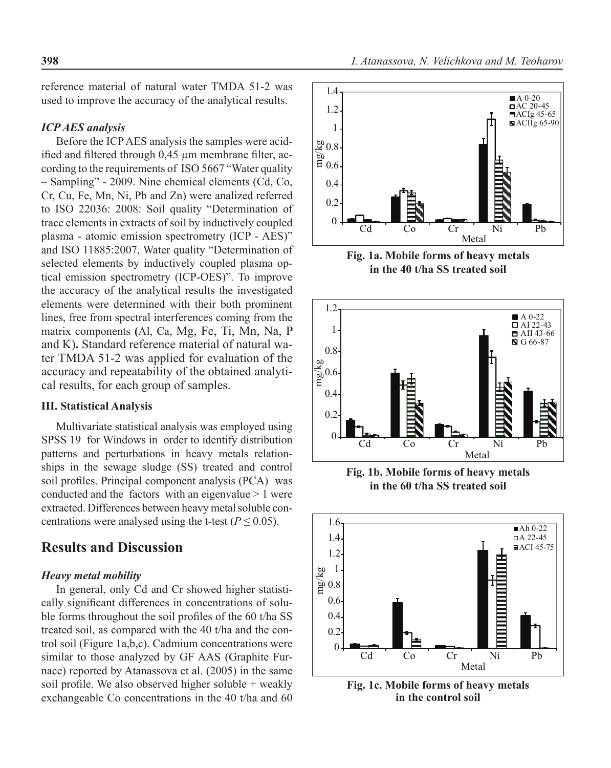reference material of natural water TMDA 51-2 was used to improve the accuracy of the analytical results.

### *ICP AES analysis*

Before the ICP AES analysis the samples were acidified and filtered through 0,45 μm membrane filter, according to the requirements of ISO 5667 "Water quality – Sampling" - 2009. Nine chemical elements (Cd, Co, Cr, Cu, Fe, Mn, Ni, Pb and Zn) were analized referred to ISO 22036: 2008: Soil quality "Determination of trace elements in extracts of soil by inductively coupled plasma - atomic emission spectrometry (ICP - AES)" and ISO 11885:2007, Water quality "Determination of selected elements by inductively coupled plasma optical emission spectrometry (ICP-OES)". To improve the accuracy of the analytical results the investigated elements were determined with their both prominent lines, free from spectral interferences coming from the matrix components **(**Al, Ca, Mg, Fe, Ti, Mn, Na, P and K)**.** Standard reference material of natural water TMDA 51-2 was applied for evaluation of the accuracy and repeatability of the obtained analytical results, for each group of samples.

### III. Statistical Analysis

Multivariate statistical analysis was employed using SPSS 19 for Windows in order to identify distribution patterns and perturbations in heavy metals relationships in the sewage sludge (SS) treated and control soil profiles. Principal component analysis (PCA) was conducted and the factors with an eigenvalue > 1 were extracted. Differences between heavy metal soluble concentrations were analysed using the t-test ($P \leq 0.05$).

## Results and Discussion

### *Heavy metal mobility*

In general, only Cd and Cr showed higher statistically significant differences in concentrations of soluble forms throughout the soil profiles of the 60 t/ha SS treated soil, as compared with the 40 t/ha and the control soil (Figure 1a,b,c). Cadmium concentrations were similar to those analyzed by GF AAS (Graphite Furnace) reported by Atanassova et al. (2005) in the same soil profile. We also observed higher soluble + weakly exchangeable Co concentrations in the 40 t/ha and 60

**Fig. 1a. Mobile forms of heavy metals in the 40 t/ha SS treated soil**

**Fig. 1b. Mobile forms of heavy metals in the 60 t/ha SS treated soil**

**Fig. 1c. Mobile forms of heavy metals in the control soil**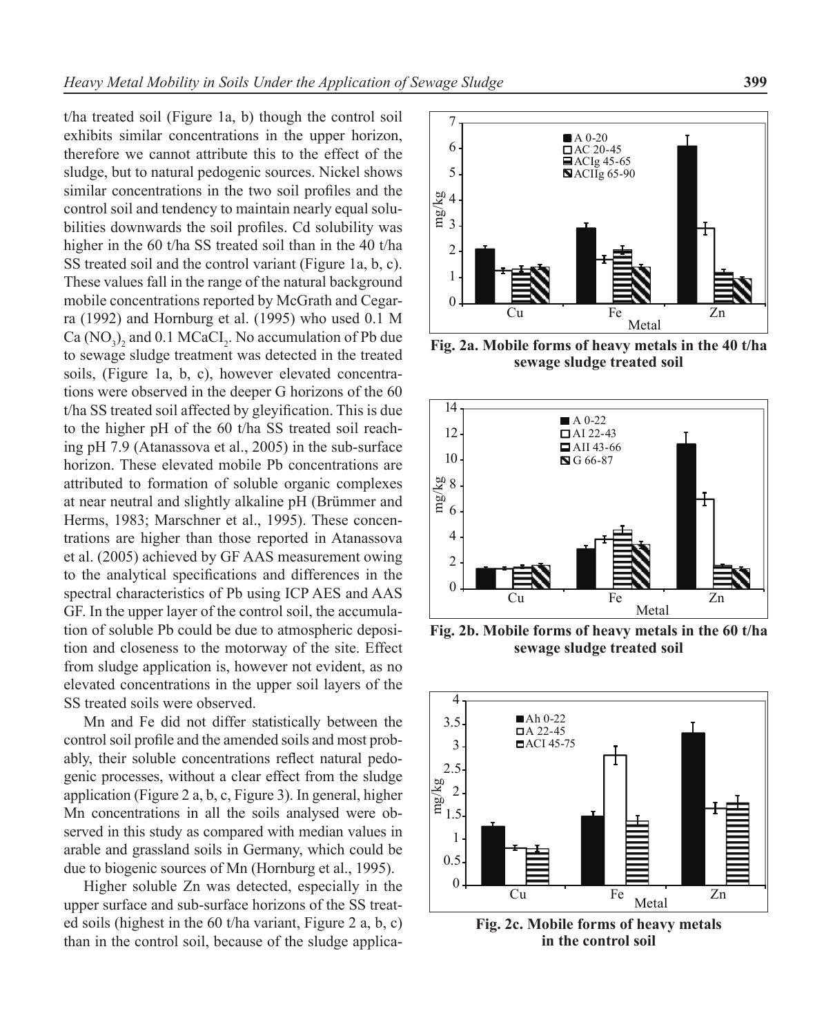t/ha treated soil (Figure 1a, b) though the control soil exhibits similar concentrations in the upper horizon, therefore we cannot attribute this to the effect of the sludge, but to natural pedogenic sources. Nickel shows similar concentrations in the two soil profiles and the control soil and tendency to maintain nearly equal solubilities downwards the soil profiles. Cd solubility was higher in the 60 t/ha SS treated soil than in the 40 t/ha SS treated soil and the control variant (Figure 1a, b, c). These values fall in the range of the natural background mobile concentrations reported by McGrath and Cegarra (1992) and Hornburg et al. (1995) who used 0.1 M $Ca(NO_3)_2$ and 0.1 $MCaCl_2$. No accumulation of Pb due to sewage sludge treatment was detected in the treated soils, (Figure 1a, b, c), however elevated concentrations were observed in the deeper G horizons of the 60 t/ha SS treated soil affected by gleyification. This is due to the higher pH of the 60 t/ha SS treated soil reaching pH 7.9 (Atanassova et al., 2005) in the sub-surface horizon. These elevated mobile Pb concentrations are attributed to formation of soluble organic complexes at near neutral and slightly alkaline pH (Brümmer and Herms, 1983; Marschner et al., 1995). These concentrations are higher than those reported in Atanassova et al. (2005) achieved by GF AAS measurement owing to the analytical specifications and differences in the spectral characteristics of Pb using ICP AES and AAS GF. In the upper layer of the control soil, the accumulation of soluble Pb could be due to atmospheric deposition and closeness to the motorway of the site. Effect from sludge application is, however not evident, as no elevated concentrations in the upper soil layers of the SS treated soils were observed.

Mn and Fe did not differ statistically between the control soil profile and the amended soils and most probably, their soluble concentrations reflect natural pedogenic processes, without a clear effect from the sludge application (Figure 2 a, b, c, Figure 3). In general, higher Mn concentrations in all the soils analysed were observed in this study as compared with median values in arable and grassland soils in Germany, which could be due to biogenic sources of Mn (Hornburg et al., 1995).

Higher soluble Zn was detected, especially in the upper surface and sub-surface horizons of the SS treated soils (highest in the 60 t/ha variant, Figure 2 a, b, c) than in the control soil, because of the sludge applica-

**Fig. 2a. Mobile forms of heavy metals in the 40 t/ha sewage sludge treated soil**

**Fig. 2b. Mobile forms of heavy metals in the 60 t/ha sewage sludge treated soil**

**Fig. 2c. Mobile forms of heavy metals in the control soil**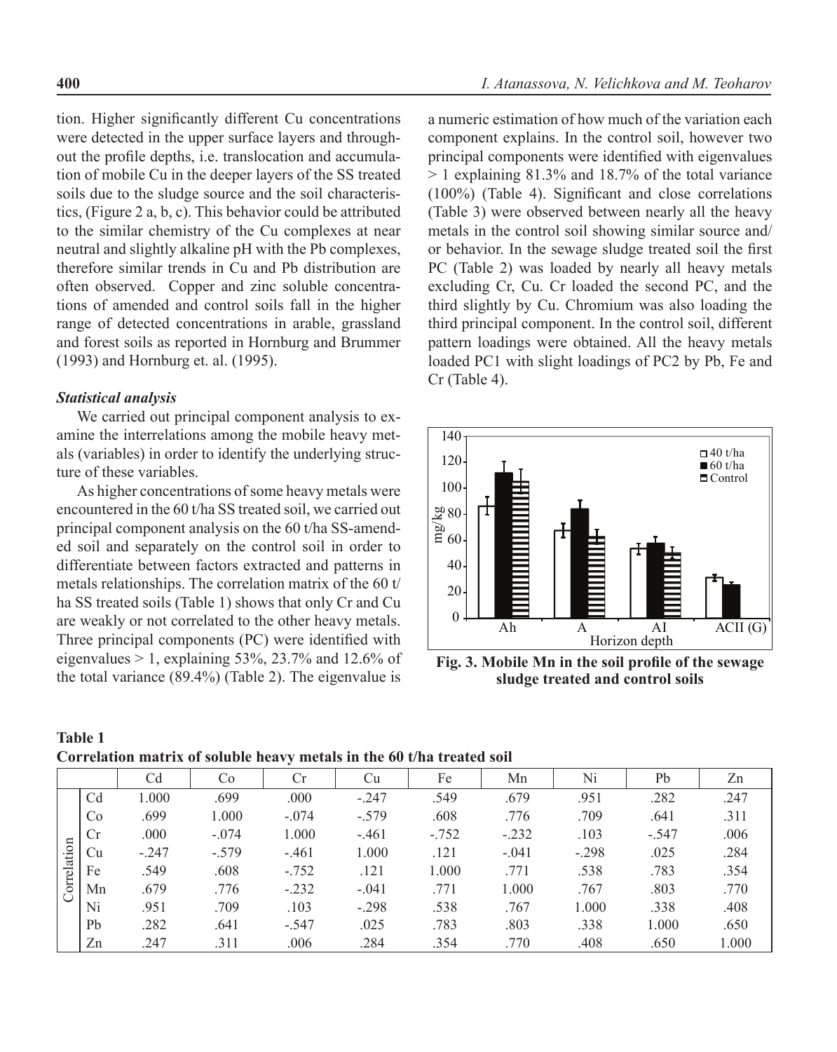tion. Higher significantly different Cu concentrations were detected in the upper surface layers and throughout the profile depths, i.e. translocation and accumulation of mobile Cu in the deeper layers of the SS treated soils due to the sludge source and the soil characteristics, (Figure 2 a, b, c). This behavior could be attributed to the similar chemistry of the Cu complexes at near neutral and slightly alkaline pH with the Pb complexes, therefore similar trends in Cu and Pb distribution are often observed. Copper and zinc soluble concentrations of amended and control soils fall in the higher range of detected concentrations in arable, grassland and forest soils as reported in Hornburg and Brummer (1993) and Hornburg et. al. (1995).

### *Statistical analysis*

We carried out principal component analysis to examine the interrelations among the mobile heavy metals (variables) in order to identify the underlying structure of these variables.

As higher concentrations of some heavy metals were encountered in the 60 t/ha SS treated soil, we carried out principal component analysis on the 60 t/ha SS-amended soil and separately on the control soil in order to differentiate between factors extracted and patterns in metals relationships. The correlation matrix of the 60 t/ha SS treated soils (Table 1) shows that only Cr and Cu are weakly or not correlated to the other heavy metals. Three principal components (PC) were identified with eigenvalues > 1, explaining 53%, 23.7% and 12.6% of the total variance (89.4%) (Table 2). The eigenvalue is a numeric estimation of how much of the variation each component explains. In the control soil, however two principal components were identified with eigenvalues > 1 explaining 81.3% and 18.7% of the total variance (100%) (Table 4). Significant and close correlations (Table 3) were observed between nearly all the heavy metals in the control soil showing similar source and/or behavior. In the sewage sludge treated soil the first PC (Table 2) was loaded by nearly all heavy metals excluding Cr, Cu. Cr loaded the second PC, and the third slightly by Cu. Chromium was also loading the third principal component. In the control soil, different pattern loadings were obtained. All the heavy metals loaded PC1 with slight loadings of PC2 by Pb, Fe and Cr (Table 4).

**Fig. 3. Mobile Mn in the soil profile of the sewage sludge treated and control soils**

**Table 1**
**Correlation matrix of soluble heavy metals in the 60 t/ha treated soil**

| | | Cd | Co | Cr | Cu | Fe | Mn | Ni | Pb | Zn |
|---|---|---|---|---|---|---|---|---|---|---|
| Correlation | Cd | 1.000 | .699 | .000 | -.247 | .549 | .679 | .951 | .282 | .247 |
| | Co | .699 | 1.000 | -.074 | -.579 | .608 | .776 | .709 | .641 | .311 |
| | Cr | .000 | -.074 | 1.000 | -.461 | -.752 | -.232 | .103 | -.547 | .006 |
| | Cu | -.247 | -.579 | -.461 | 1.000 | .121 | -.041 | -.298 | .025 | .284 |
| | Fe | .549 | .608 | -.752 | .121 | 1.000 | .771 | .538 | .783 | .354 |
| | Mn | .679 | .776 | -.232 | -.041 | .771 | 1.000 | .767 | .803 | .770 |
| | Ni | .951 | .709 | .103 | -.298 | .538 | .767 | 1.000 | .338 | .408 |
| | Pb | .282 | .641 | -.547 | .025 | .783 | .803 | .338 | 1.000 | .650 |
| | Zn | .247 | .311 | .006 | .284 | .354 | .770 | .408 | .650 | 1.000 |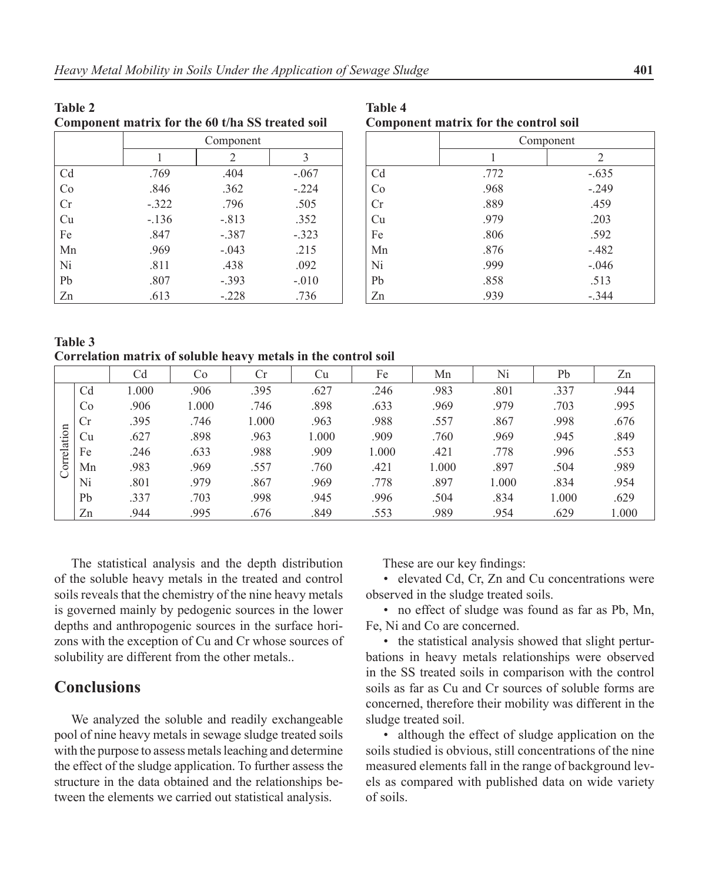**Table 2**
**Component matrix for the 60 t/ha SS treated soil**

| | Component | | |
|---|---|---|---|
| | 1 | 2 | 3 |
| Cd | .769 | .404 | -.067 |
| Co | .846 | .362 | -.224 |
| Cr | -.322 | .796 | .505 |
| Cu | -.136 | -.813 | .352 |
| Fe | .847 | -.387 | -.323 |
| Mn | .969 | -.043 | .215 |
| Ni | .811 | .438 | .092 |
| Pb | .807 | -.393 | -.010 |
| Zn | .613 | -.228 | .736 |

**Table 4**
**Component matrix for the control soil**

| | Component | |
|---|---|---|
| | 1 | 2 |
| Cd | .772 | -.635 |
| Co | .968 | -.249 |
| Cr | .889 | .459 |
| Cu | .979 | .203 |
| Fe | .806 | .592 |
| Mn | .876 | -.482 |
| Ni | .999 | -.046 |
| Pb | .858 | .513 |
| Zn | .939 | -.344 |

**Table 3**
**Correlation matrix of soluble heavy metals in the control soil**

| | | Cd | Co | Cr | Cu | Fe | Mn | Ni | Pb | Zn |
|---|---|---|---|---|---|---|---|---|---|---|
| Correlation | Cd | 1.000 | .906 | .395 | .627 | .246 | .983 | .801 | .337 | .944 |
| | Co | .906 | 1.000 | .746 | .898 | .633 | .969 | .979 | .703 | .995 |
| | Cr | .395 | .746 | 1.000 | .963 | .988 | .557 | .867 | .998 | .676 |
| | Cu | .627 | .898 | .963 | 1.000 | .909 | .760 | .969 | .945 | .849 |
| | Fe | .246 | .633 | .988 | .909 | 1.000 | .421 | .778 | .996 | .553 |
| | Mn | .983 | .969 | .557 | .760 | .421 | 1.000 | .897 | .504 | .989 |
| | Ni | .801 | .979 | .867 | .969 | .778 | .897 | 1.000 | .834 | .954 |
| | Pb | .337 | .703 | .998 | .945 | .996 | .504 | .834 | 1.000 | .629 |
| | Zn | .944 | .995 | .676 | .849 | .553 | .989 | .954 | .629 | 1.000 |

The statistical analysis and the depth distribution of the soluble heavy metals in the treated and control soils reveals that the chemistry of the nine heavy metals is governed mainly by pedogenic sources in the lower depths and anthropogenic sources in the surface horizons with the exception of Cu and Cr whose sources of solubility are different from the other metals..

## Conclusions

We analyzed the soluble and readily exchangeable pool of nine heavy metals in sewage sludge treated soils with the purpose to assess metals leaching and determine the effect of the sludge application. To further assess the structure in the data obtained and the relationships between the elements we carried out statistical analysis.

These are our key findings:

- elevated Cd, Cr, Zn and Cu concentrations were observed in the sludge treated soils.
- no effect of sludge was found as far as Pb, Mn, Fe, Ni and Co are concerned.
- the statistical analysis showed that slight perturbations in heavy metals relationships were observed in the SS treated soils in comparison with the control soils as far as Cu and Cr sources of soluble forms are concerned, therefore their mobility was different in the sludge treated soil.
- although the effect of sludge application on the soils studied is obvious, still concentrations of the nine measured elements fall in the range of background levels as compared with published data on wide variety of soils.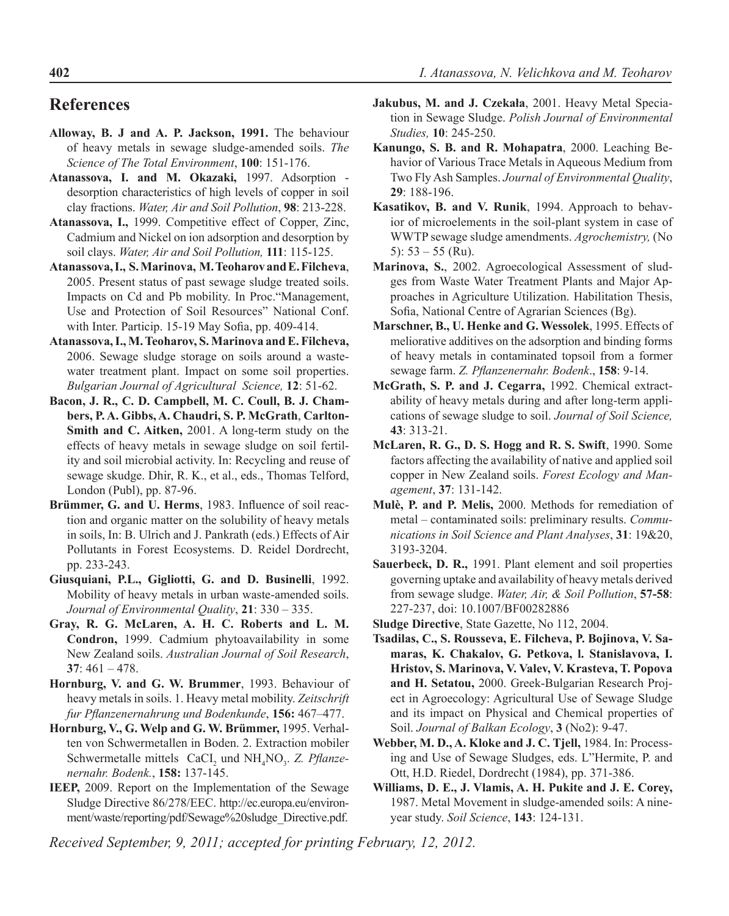## References

**Alloway, B. J and A. P. Jackson, 1991.** The behaviour of heavy metals in sewage sludge-amended soils. *The Science of The Total Environment*, **100**: 151-176.

**Atanassova, I. and M. Okazaki,** 1997. Adsorption - desorption characteristics of high levels of copper in soil clay fractions. *Water, Air and Soil Pollution*, **98**: 213-228.

**Atanassova, I.,** 1999. Competitive effect of Copper, Zinc, Cadmium and Nickel on ion adsorption and desorption by soil clays. *Water, Air and Soil Pollution,* **111**: 115-125.

**Atanassova, I., S. Marinova, M. Teoharov and E. Filcheva**, 2005. Present status of past sewage sludge treated soils. Impacts on Cd and Pb mobility. In Proc."Management, Use and Protection of Soil Resources" National Conf. with Inter. Particip. 15-19 May Sofia, pp. 409-414.

**Atanassova, I., M. Teoharov, S. Marinova and E. Filcheva,** 2006. Sewage sludge storage on soils around a waste-water treatment plant. Impact on some soil properties. *Bulgarian Journal of Agricultural Science,* **12**: 51-62.

**Bacon, J. R., C. D. Campbell, M. C. Coull, B. J. Chambers, P. A. Gibbs, A. Chaudri, S. P. McGrath**, **Carlton-Smith and C. Aitken,** 2001. A long-term study on the effects of heavy metals in sewage sludge on soil fertility and soil microbial activity. In: Recycling and reuse of sewage skudge. Dhir, R. K., et al., eds., Thomas Telford, London (Publ), pp. 87-96.

**Brümmer, G. and U. Herms**, 1983. Influence of soil reaction and organic matter on the solubility of heavy metals in soils, In: B. Ulrich and J. Pankrath (eds.) Effects of Air Pollutants in Forest Ecosystems. D. Reidel Dordrecht, pp. 233-243.

**Giusquiani, P.L., Gigliotti, G. and D. Businelli**, 1992. Mobility of heavy metals in urban waste-amended soils. *Journal of Environmental Quality*, **21**: 330 – 335.

**Gray, R. G. McLaren, A. H. C. Roberts and L. M. Condron,** 1999. Cadmium phytoavailability in some New Zealand soils. *Australian Journal of Soil Research*, **37**: 461 – 478.

**Hornburg, V. and G. W. Brummer**, 1993. Behaviour of heavy metals in soils. 1. Heavy metal mobility. *Zeitschrift fur Pflanzenernahrung und Bodenkunde*, **156:** 467–477.

**Hornburg, V., G. Welp and G. W. Brümmer,** 1995. Verhalten von Schwermetallen in Boden. 2. Extraction mobiler Schwermetalle mittels $CaCI_2$ und $NH_4NO_3$. *Z. Pflanzenernahr. Bodenk.*, **158:** 137-145.

**IEEP,** 2009. Report on the Implementation of the Sewage Sludge Directive 86/278/EEC. http://ec.europa.eu/environment/waste/reporting/pdf/Sewage%20sludge_Directive.pdf.

**Jakubus, M. and J. Czekała**, 2001. Heavy Metal Speciation in Sewage Sludge. *Polish Journal of Environmental Studies,* **10**: 245-250.

**Kanungo, S. B. and R. Mohapatra**, 2000. Leaching Behavior of Various Trace Metals in Aqueous Medium from Two Fly Ash Samples. *Journal of Environmental Quality*, **29**: 188-196.

**Kasatikov, B. and V. Runik**, 1994. Approach to behavior of microelements in the soil-plant system in case of WWTP sewage sludge amendments. *Agrochemistry,* (No 5): 53 – 55 (Ru).

**Marinova, S.**, 2002. Agroecological Assessment of sludges from Waste Water Treatment Plants and Major Approaches in Agriculture Utilization. Habilitation Thesis, Sofia, National Centre of Agrarian Sciences (Bg).

**Marschner, B., U. Henke and G. Wessolek**, 1995. Effects of meliorative additives on the adsorption and binding forms of heavy metals in contaminated topsoil from a former sewage farm. *Z. Pflanzenernahr. Bodenk*., **158**: 9-14.

**McGrath, S. P. and J. Cegarra,** 1992. Chemical extractability of heavy metals during and after long-term applications of sewage sludge to soil. *Journal of Soil Science,* **43**: 313-21.

**McLaren, R. G., D. S. Hogg and R. S. Swift**, 1990. Some factors affecting the availability of native and applied soil copper in New Zealand soils. *Forest Ecology and Management*, **37**: 131-142.

**Mulè, P. and P. Melis,** 2000. Methods for remediation of metal – contaminated soils: preliminary results. *Communications in Soil Science and Plant Analyses*, **31**: 19&20, 3193-3204.

**Sauerbeck, D. R.,** 1991. Plant element and soil properties governing uptake and availability of heavy metals derived from sewage sludge. *Water, Air, & Soil Pollution*, **57-58**: 227-237, doi: 10.1007/BF00282886

**Sludge Directive**, State Gazette, No 112, 2004.

**Tsadilas, C., S. Rousseva, E. Filcheva, P. Bojinova, V. Samaras, K. Chakalov, G. Petkova, I. Stanislavova, I. Hristov, S. Marinova, V. Valev, V. Krasteva, T. Popova and H. Setatou,** 2000. Greek-Bulgarian Research Project in Agroecology: Agricultural Use of Sewage Sludge and its impact on Physical and Chemical properties of Soil. *Journal of Balkan Ecology*, **3** (No2): 9-47.

**Webber, M. D., A. Kloke and J. C. Tjell,** 1984. In: Processing and Use of Sewage Sludges, eds. L"Hermite, P. and Ott, H.D. Riedel, Dordrecht (1984), pp. 371-386.

**Williams, D. E., J. Vlamis, A. H. Pukite and J. E. Corey,** 1987. Metal Movement in sludge-amended soils: A nine-year study. *Soil Science*, **143**: 124-131.

*Received September, 9, 2011; accepted for printing February, 12, 2012.*